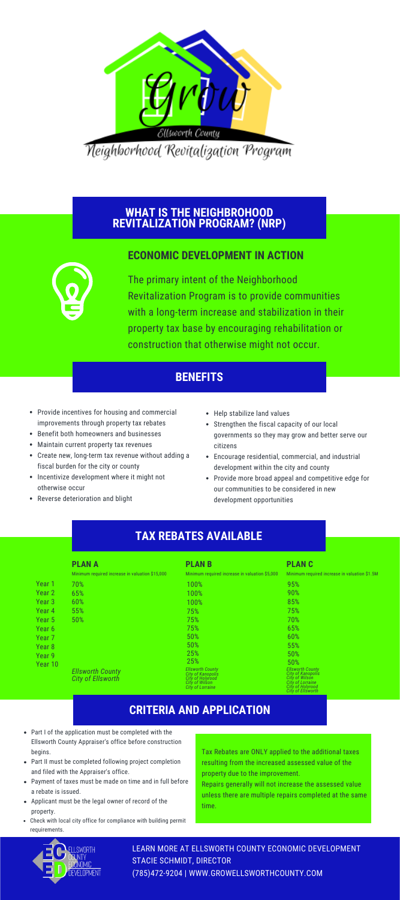# Grow Ellsworth County

## Neighborhood Revitalization Program

## WHAT IS THE NEIGHBROHOOD REVITALIZATION PROGRAM? (NRP)

### ECONOMIC DEVELOPMENT IN ACTION

The primary intent of the Neighborhood Revitalization Program is to provide communities with a long-term increase and stabilization in their property tax base by encouraging rehabilitation or construction that otherwise might not occur.

## BENEFITS

- Provide incentives for housing and commercial improvements through property tax rebates
- Benefit both homeowners and businesses
- Maintain current property tax revenues
- Create new, long-term tax revenue without adding a fiscal burden for the city or county
- Incentivize development where it might not otherwise occur
- Reverse deterioration and blight
- Help stabilize land values
- Strengthen the fiscal capacity of our local governments so they may grow and better serve our citizens
- Encourage residential, commercial, and industrial development within the city and county
- Provide more broad appeal and competitive edge for our communities to be considered in new development opportunities

## TAX REBATES AVAILABLE

| | **PLAN A** | **PLAN B** | **PLAN C** |
|---|---|---|---|
| | Minimum required increase in valuation $15,000 | Minimum required increase in valuation $5,000 | Minimum required increase in valuation $1.5M |
| Year 1 | 70% | 100% | 95% |
| Year 2 | 65% | 100% | 90% |
| Year 3 | 60% | 100% | 85% |
| Year 4 | 55% | 75% | 75% |
| Year 5 | 50% | 75% | 70% |
| Year 6 | | 75% | 65% |
| Year 7 | | 50% | 60% |
| Year 8 | | 50% | 55% |
| Year 9 | | 25% | 50% |
| Year 10 | | 25% | 50% |
| | *Ellsworth County*<br>*City of Ellsworth* | *Ellsworth County*<br>*City of Kanopolis*<br>*City of Holyrood*<br>*City of Wilson*<br>*City of Lorraine* | *Ellsworth County*<br>*City of Kanopolis*<br>*City of Wilson*<br>*City of Lorraine*<br>*City of Holyrood*<br>*City of Ellsworth* |

## CRITERIA AND APPLICATION

- Part I of the application must be completed with the Ellsworth County Appraiser's office before construction begins.
- Part II must be completed following project completion and filed with the Appraiser's office.
- Payment of taxes must be made on time and in full before a rebate is issued.
- Applicant must be the legal owner of record of the property.
- Check with local city office for compliance with building permit requirements.

Tax Rebates are ONLY applied to the additional taxes resulting from the increased assessed value of the property due to the improvement.

Repairs generally will not increase the assessed value unless there are multiple repairs completed at the same time.

Ellsworth County Economic Development

LEARN MORE AT ELLSWORTH COUNTY ECONOMIC DEVELOPMENT
STACIE SCHMIDT, DIRECTOR
(785)472-9204 | WWW.GROWELLSWORTHCOUNTY.COM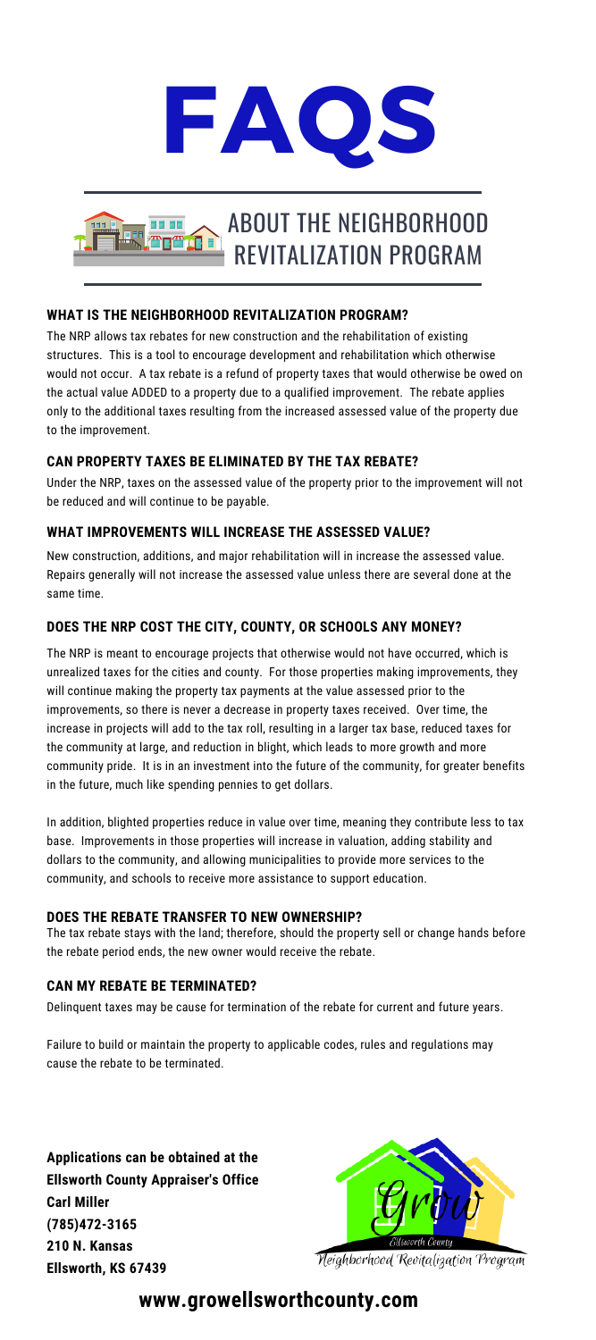# FAQS

## ABOUT THE NEIGHBORHOOD REVITALIZATION PROGRAM

**WHAT IS THE NEIGHBORHOOD REVITALIZATION PROGRAM?**

The NRP allows tax rebates for new construction and the rehabilitation of existing structures. This is a tool to encourage development and rehabilitation which otherwise would not occur. A tax rebate is a refund of property taxes that would otherwise be owed on the actual value ADDED to a property due to a qualified improvement. The rebate applies only to the additional taxes resulting from the increased assessed value of the property due to the improvement.

**CAN PROPERTY TAXES BE ELIMINATED BY THE TAX REBATE?**

Under the NRP, taxes on the assessed value of the property prior to the improvement will not be reduced and will continue to be payable.

**WHAT IMPROVEMENTS WILL INCREASE THE ASSESSED VALUE?**

New construction, additions, and major rehabilitation will in increase the assessed value. Repairs generally will not increase the assessed value unless there are several done at the same time.

**DOES THE NRP COST THE CITY, COUNTY, OR SCHOOLS ANY MONEY?**

The NRP is meant to encourage projects that otherwise would not have occurred, which is unrealized taxes for the cities and county. For those properties making improvements, they will continue making the property tax payments at the value assessed prior to the improvements, so there is never a decrease in property taxes received. Over time, the increase in projects will add to the tax roll, resulting in a larger tax base, reduced taxes for the community at large, and reduction in blight, which leads to more growth and more community pride. It is in an investment into the future of the community, for greater benefits in the future, much like spending pennies to get dollars.

In addition, blighted properties reduce in value over time, meaning they contribute less to tax base. Improvements in those properties will increase in valuation, adding stability and dollars to the community, and allowing municipalities to provide more services to the community, and schools to receive more assistance to support education.

**DOES THE REBATE TRANSFER TO NEW OWNERSHIP?**

The tax rebate stays with the land; therefore, should the property sell or change hands before the rebate period ends, the new owner would receive the rebate.

**CAN MY REBATE BE TERMINATED?**

Delinquent taxes may be cause for termination of the rebate for current and future years.

Failure to build or maintain the property to applicable codes, rules and regulations may cause the rebate to be terminated.

**Applications can be obtained at the**
**Ellsworth County Appraiser's Office**
**Carl Miller**
**(785)472-3165**
**210 N. Kansas**
**Ellsworth, KS 67439**

Grow
Ellsworth County
Neighborhood Revitalization Program

**www.growellsworthcounty.com**